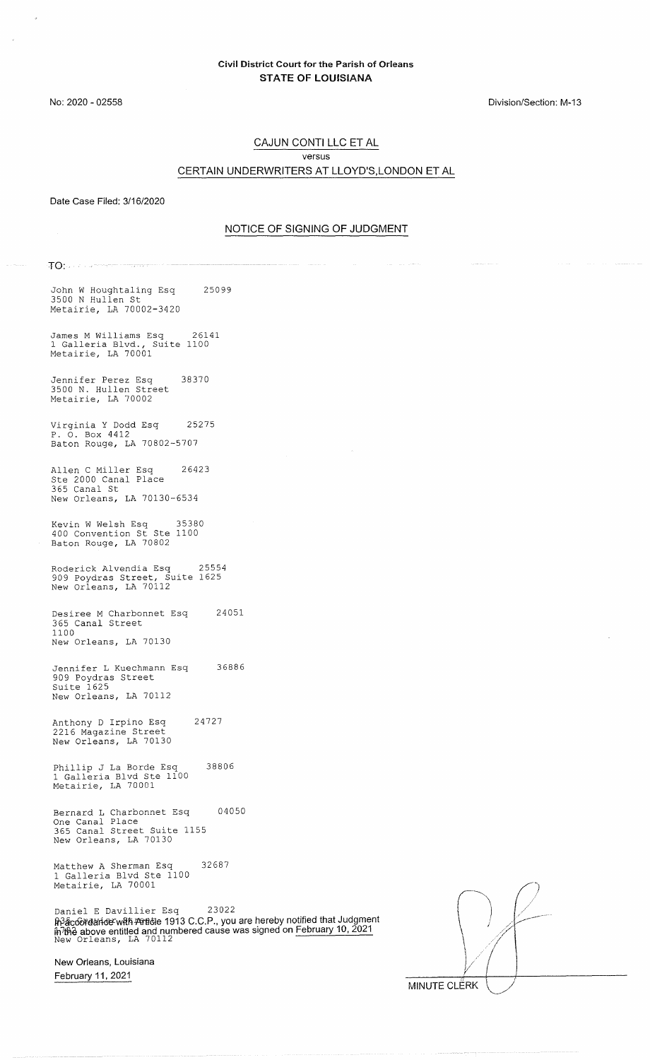**Civil District Court for the Parish of Orleans**
**STATE OF LOUISIANA**

No: 2020 - 02558

Division/Section: M-13

CAJUN CONTI LLC ET AL

versus

CERTAIN UNDERWRITERS AT LLOYD'S,LONDON ET AL

Date Case Filed: 3/16/2020

## NOTICE OF SIGNING OF JUDGMENT

TO:

John W Houghtaling Esq 25099
3500 N Hullen St
Metairie, LA 70002-3420

James M Williams Esq 26141
1 Galleria Blvd., Suite 1100
Metairie, LA 70001

Jennifer Perez Esq 38370
3500 N. Hullen Street
Metairie, LA 70002

Virginia Y Dodd Esq 25275
P. O. Box 4412
Baton Rouge, LA 70802-5707

Allen C Miller Esq 26423
Ste 2000 Canal Place
365 Canal St
New Orleans, LA 70130-6534

Kevin W Welsh Esq 35380
400 Convention St Ste 1100
Baton Rouge, LA 70802

Roderick Alvendia Esq 25554
909 Poydras Street, Suite 1625
New Orleans, LA 70112

Desiree M Charbonnet Esq 24051
365 Canal Street
1100
New Orleans, LA 70130

Jennifer L Kuechmann Esq 36886
909 Poydras Street
Suite 1625
New Orleans, LA 70112

Anthony D Irpino Esq 24727
2216 Magazine Street
New Orleans, LA 70130

Phillip J La Borde Esq 38806
1 Galleria Blvd Ste 1100
Metairie, LA 70001

Bernard L Charbonnet Esq 04050
One Canal Place
365 Canal Street Suite 1155
New Orleans, LA 70130

Matthew A Sherman Esq 32687
1 Galleria Blvd Ste 1100
Metairie, LA 70001

Daniel E Davillier Esq 23022
New Orleans, LA 70112

In accordance with Article 1913 C.C.P., you are hereby notified that Judgment in the above entitled and numbered cause was signed on February 10, 2021

New Orleans, Louisiana
February 11, 2021

MINUTE CLERK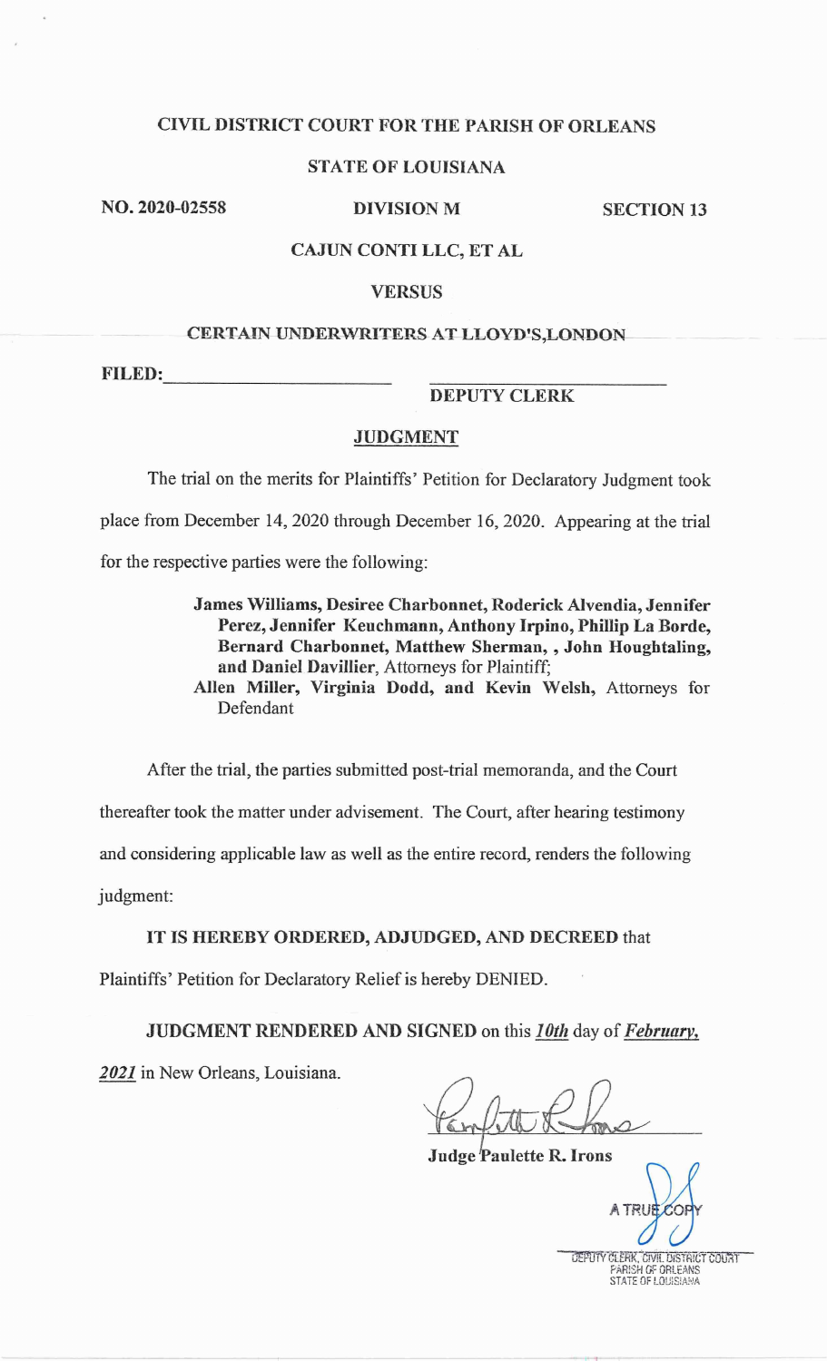**CIVIL DISTRICT COURT FOR THE PARISH OF ORLEANS**

**STATE OF LOUISIANA**

**NO. 2020-02558** **DIVISION M** **SECTION 13**

**CAJUN CONTI LLC, ET AL**

**VERSUS**

**CERTAIN UNDERWRITERS AT LLOYD'S,LONDON**

**FILED:**\_\_\_\_\_\_\_\_\_\_\_\_\_\_\_\_\_\_\_\_ \_\_\_\_\_\_\_\_\_\_\_\_\_\_\_\_\_\_\_\_

**DEPUTY CLERK**

## JUDGMENT

The trial on the merits for Plaintiffs' Petition for Declaratory Judgment took place from December 14, 2020 through December 16, 2020. Appearing at the trial for the respective parties were the following:

> **James Williams, Desiree Charbonnet, Roderick Alvendia, Jennifer Perez, Jennifer Keuchmann, Anthony Irpino, Phillip La Borde, Bernard Charbonnet, Matthew Sherman, , John Houghtaling, and Daniel Davillier**, Attorneys for Plaintiff;
>
> **Allen Miller, Virginia Dodd, and Kevin Welsh,** Attorneys for Defendant

After the trial, the parties submitted post-trial memoranda, and the Court thereafter took the matter under advisement. The Court, after hearing testimony and considering applicable law as well as the entire record, renders the following judgment:

**IT IS HEREBY ORDERED, ADJUDGED, AND DECREED** that Plaintiffs' Petition for Declaratory Relief is hereby DENIED.

**JUDGMENT RENDERED AND SIGNED** on this ***10th*** day of ***February, 2021*** in New Orleans, Louisiana.

**Judge Paulette R. Irons**

A TRUE COPY

DEPUTY CLERK, CIVIL DISTRICT COURT
PARISH OF ORLEANS
STATE OF LOUISIANA